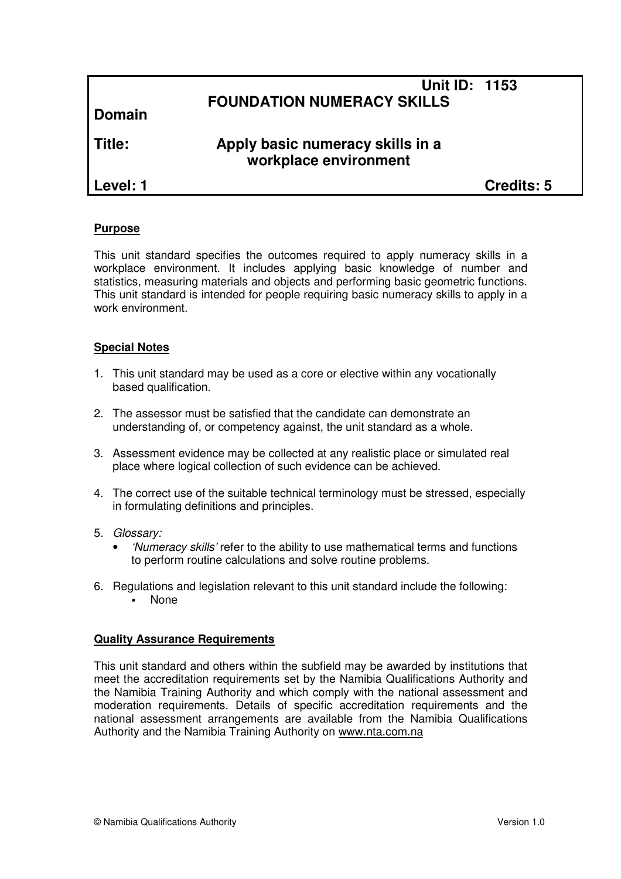| | | |
|---|---|---|
| | **FOUNDATION NUMERACY SKILLS** | **Unit ID: 1153** |
| **Domain** | | |
| **Title:** | **Apply basic numeracy skills in a workplace environment** | |
| **Level: 1** | | **Credits: 5** |

## Purpose

This unit standard specifies the outcomes required to apply numeracy skills in a workplace environment. It includes applying basic knowledge of number and statistics, measuring materials and objects and performing basic geometric functions. This unit standard is intended for people requiring basic numeracy skills to apply in a work environment.

## Special Notes

1. This unit standard may be used as a core or elective within any vocationally based qualification.

2. The assessor must be satisfied that the candidate can demonstrate an understanding of, or competency against, the unit standard as a whole.

3. Assessment evidence may be collected at any realistic place or simulated real place where logical collection of such evidence can be achieved.

4. The correct use of the suitable technical terminology must be stressed, especially in formulating definitions and principles.

5. *Glossary:*
   - *'Numeracy skills'* refer to the ability to use mathematical terms and functions to perform routine calculations and solve routine problems.

6. Regulations and legislation relevant to this unit standard include the following:
   - None

## Quality Assurance Requirements

This unit standard and others within the subfield may be awarded by institutions that meet the accreditation requirements set by the Namibia Qualifications Authority and the Namibia Training Authority and which comply with the national assessment and moderation requirements. Details of specific accreditation requirements and the national assessment arrangements are available from the Namibia Qualifications Authority and the Namibia Training Authority on www.nta.com.na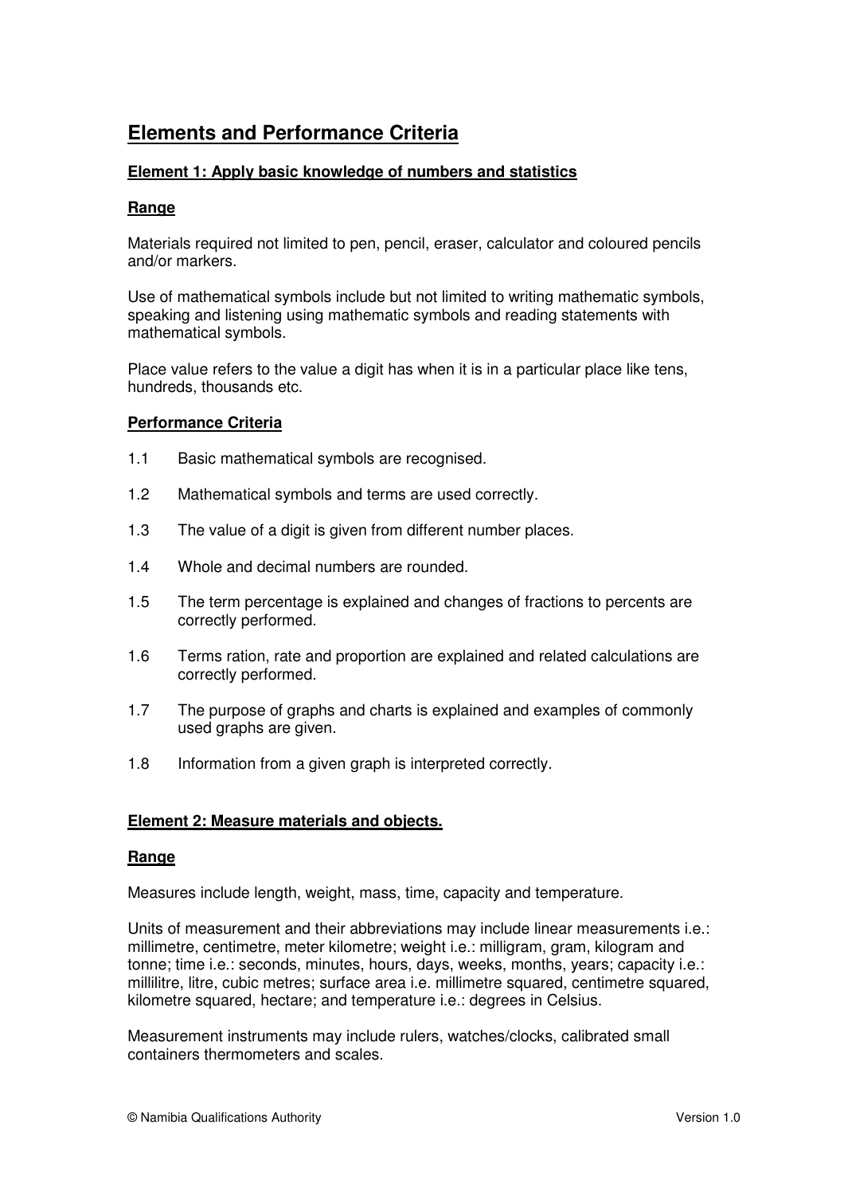## Elements and Performance Criteria

### Element 1: Apply basic knowledge of numbers and statistics

#### Range

Materials required not limited to pen, pencil, eraser, calculator and coloured pencils and/or markers.

Use of mathematical symbols include but not limited to writing mathematic symbols, speaking and listening using mathematic symbols and reading statements with mathematical symbols.

Place value refers to the value a digit has when it is in a particular place like tens, hundreds, thousands etc.

#### Performance Criteria

1.1 Basic mathematical symbols are recognised.

1.2 Mathematical symbols and terms are used correctly.

1.3 The value of a digit is given from different number places.

1.4 Whole and decimal numbers are rounded.

1.5 The term percentage is explained and changes of fractions to percents are correctly performed.

1.6 Terms ration, rate and proportion are explained and related calculations are correctly performed.

1.7 The purpose of graphs and charts is explained and examples of commonly used graphs are given.

1.8 Information from a given graph is interpreted correctly.

### Element 2: Measure materials and objects.

#### Range

Measures include length, weight, mass, time, capacity and temperature.

Units of measurement and their abbreviations may include linear measurements i.e.: millimetre, centimetre, meter kilometre; weight i.e.: milligram, gram, kilogram and tonne; time i.e.: seconds, minutes, hours, days, weeks, months, years; capacity i.e.: millilitre, litre, cubic metres; surface area i.e. millimetre squared, centimetre squared, kilometre squared, hectare; and temperature i.e.: degrees in Celsius.

Measurement instruments may include rulers, watches/clocks, calibrated small containers thermometers and scales.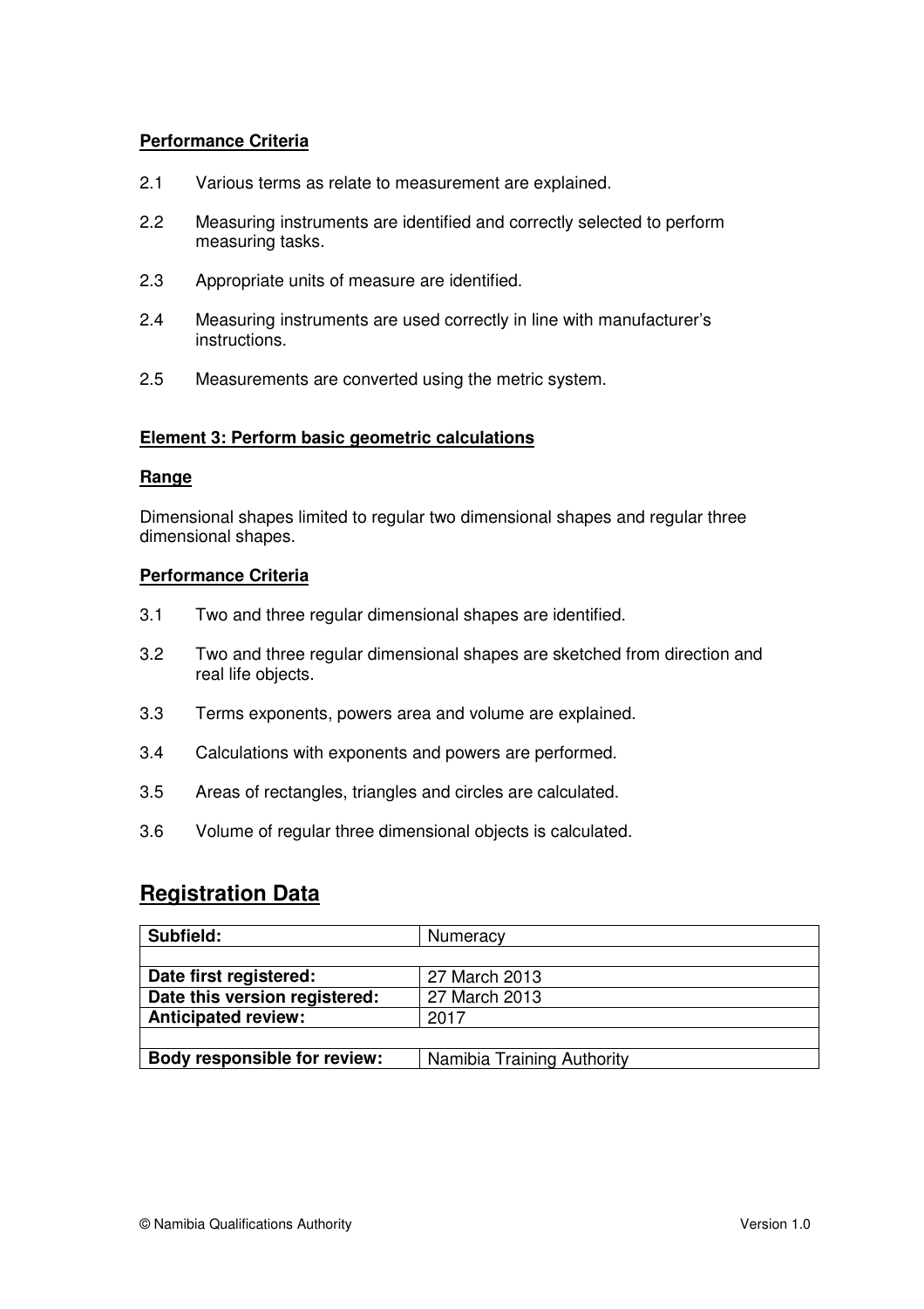**Performance Criteria**

2.1 Various terms as relate to measurement are explained.

2.2 Measuring instruments are identified and correctly selected to perform measuring tasks.

2.3 Appropriate units of measure are identified.

2.4 Measuring instruments are used correctly in line with manufacturer's instructions.

2.5 Measurements are converted using the metric system.

**Element 3: Perform basic geometric calculations**

**Range**

Dimensional shapes limited to regular two dimensional shapes and regular three dimensional shapes.

**Performance Criteria**

3.1 Two and three regular dimensional shapes are identified.

3.2 Two and three regular dimensional shapes are sketched from direction and real life objects.

3.3 Terms exponents, powers area and volume are explained.

3.4 Calculations with exponents and powers are performed.

3.5 Areas of rectangles, triangles and circles are calculated.

3.6 Volume of regular three dimensional objects is calculated.

## Registration Data

| | |
|---|---|
| **Subfield:** | Numeracy |
| | |
| **Date first registered:** | 27 March 2013 |
| **Date this version registered:** | 27 March 2013 |
| **Anticipated review:** | 2017 |
| | |
| **Body responsible for review:** | Namibia Training Authority |